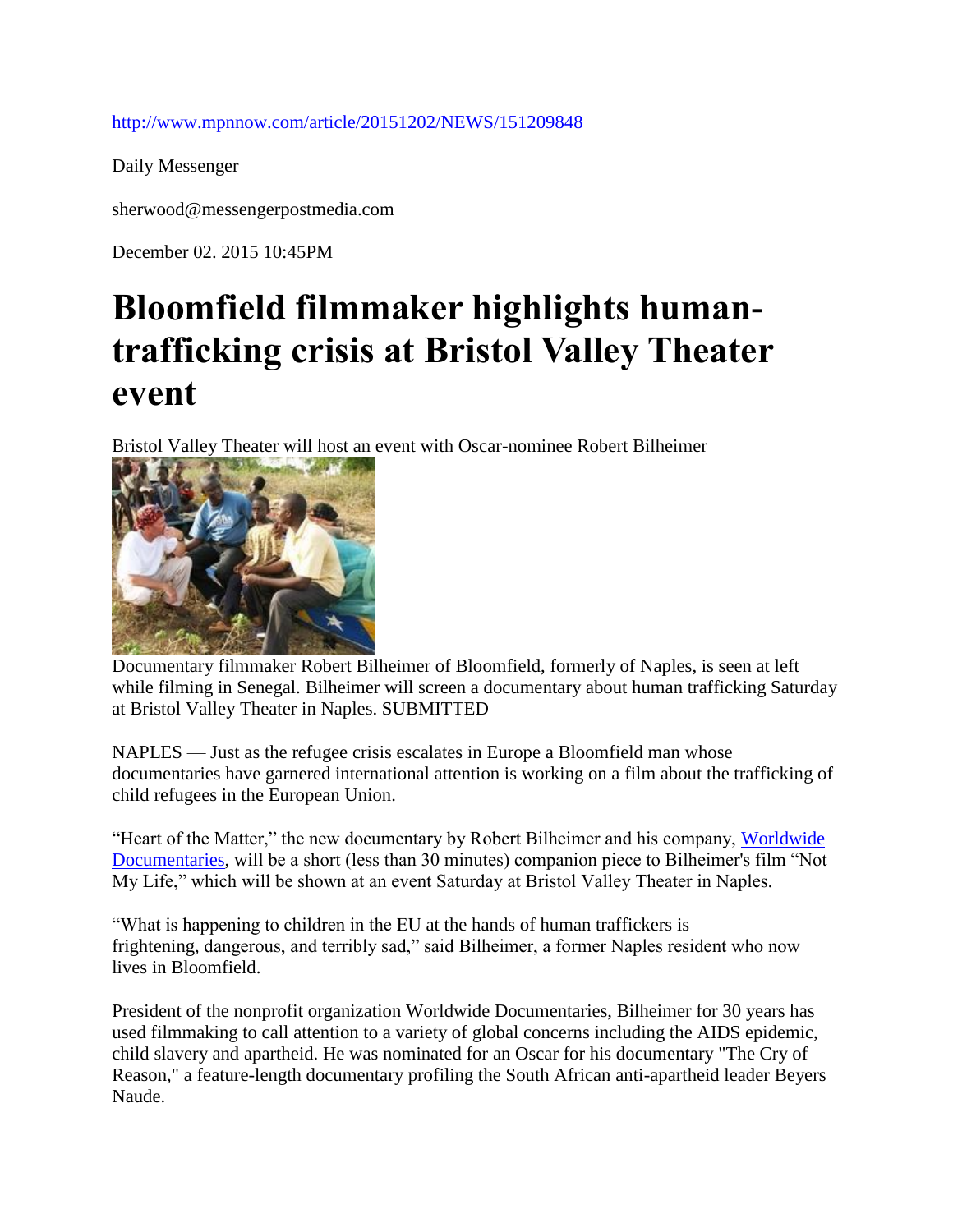http://www.mpnnow.com/article/20151202/NEWS/151209848

Daily Messenger

sherwood@messengerpostmedia.com

December 02. 2015 10:45PM

# Bloomfield filmmaker highlights human-trafficking crisis at Bristol Valley Theater event

Bristol Valley Theater will host an event with Oscar-nominee Robert Bilheimer

Documentary filmmaker Robert Bilheimer of Bloomfield, formerly of Naples, is seen at left while filming in Senegal. Bilheimer will screen a documentary about human trafficking Saturday at Bristol Valley Theater in Naples. SUBMITTED

NAPLES — Just as the refugee crisis escalates in Europe a Bloomfield man whose documentaries have garnered international attention is working on a film about the trafficking of child refugees in the European Union.

"Heart of the Matter," the new documentary by Robert Bilheimer and his company, Worldwide Documentaries, will be a short (less than 30 minutes) companion piece to Bilheimer's film "Not My Life," which will be shown at an event Saturday at Bristol Valley Theater in Naples.

"What is happening to children in the EU at the hands of human traffickers is frightening, dangerous, and terribly sad," said Bilheimer, a former Naples resident who now lives in Bloomfield.

President of the nonprofit organization Worldwide Documentaries, Bilheimer for 30 years has used filmmaking to call attention to a variety of global concerns including the AIDS epidemic, child slavery and apartheid. He was nominated for an Oscar for his documentary "The Cry of Reason," a feature-length documentary profiling the South African anti-apartheid leader Beyers Naude.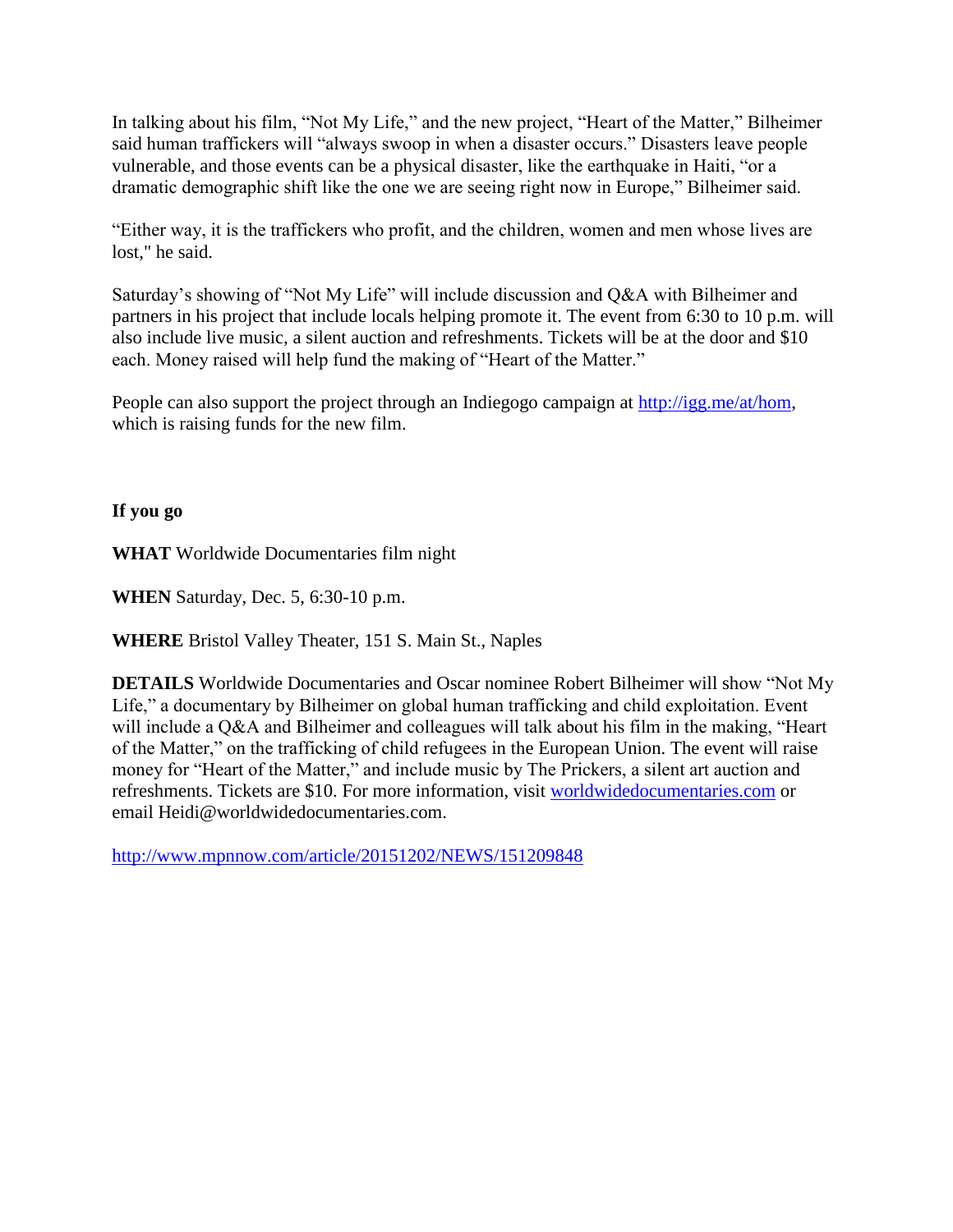In talking about his film, “Not My Life,” and the new project, “Heart of the Matter,” Bilheimer said human traffickers will “always swoop in when a disaster occurs.” Disasters leave people vulnerable, and those events can be a physical disaster, like the earthquake in Haiti, “or a dramatic demographic shift like the one we are seeing right now in Europe,” Bilheimer said.

“Either way, it is the traffickers who profit, and the children, women and men whose lives are lost," he said.

Saturday’s showing of “Not My Life” will include discussion and Q&A with Bilheimer and partners in his project that include locals helping promote it. The event from 6:30 to 10 p.m. will also include live music, a silent auction and refreshments. Tickets will be at the door and $10 each. Money raised will help fund the making of “Heart of the Matter.”

People can also support the project through an Indiegogo campaign at http://igg.me/at/hom, which is raising funds for the new film.

**If you go**

**WHAT** Worldwide Documentaries film night

**WHEN** Saturday, Dec. 5, 6:30-10 p.m.

**WHERE** Bristol Valley Theater, 151 S. Main St., Naples

**DETAILS** Worldwide Documentaries and Oscar nominee Robert Bilheimer will show “Not My Life,” a documentary by Bilheimer on global human trafficking and child exploitation. Event will include a Q&A and Bilheimer and colleagues will talk about his film in the making, “Heart of the Matter,” on the trafficking of child refugees in the European Union. The event will raise money for “Heart of the Matter,” and include music by The Prickers, a silent art auction and refreshments. Tickets are $10. For more information, visit worldwidedocumentaries.com or email Heidi@worldwidedocumentaries.com.

http://www.mpnnow.com/article/20151202/NEWS/151209848